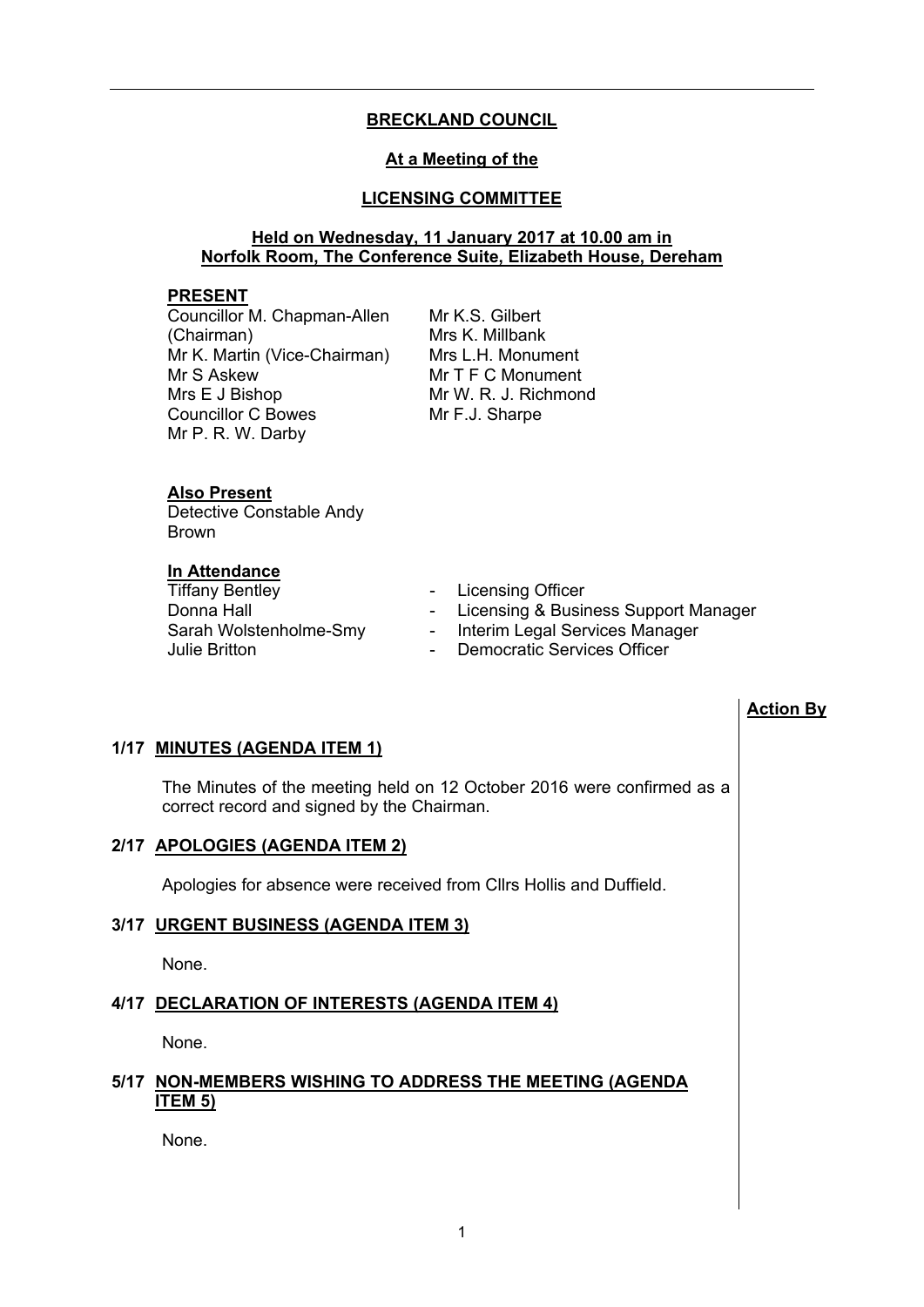**BRECKLAND COUNCIL**

**At a Meeting of the**

**LICENSING COMMITTEE**

**Held on Wednesday, 11 January 2017 at 10.00 am in Norfolk Room, The Conference Suite, Elizabeth House, Dereham**

**PRESENT**

Councillor M. Chapman-Allen (Chairman)
Mr K. Martin (Vice-Chairman)
Mr S Askew
Mrs E J Bishop
Councillor C Bowes
Mr P. R. W. Darby
Mr K.S. Gilbert
Mrs K. Millbank
Mrs L.H. Monument
Mr T F C Monument
Mr W. R. J. Richmond
Mr F.J. Sharpe

**Also Present**

Detective Constable Andy Brown

**In Attendance**

| | |
|---|---|
| Tiffany Bentley | - Licensing Officer |
| Donna Hall | - Licensing & Business Support Manager |
| Sarah Wolstenholme-Smy | - Interim Legal Services Manager |
| Julie Britton | - Democratic Services Officer |

**Action By**

**1/17 MINUTES (AGENDA ITEM 1)**

The Minutes of the meeting held on 12 October 2016 were confirmed as a correct record and signed by the Chairman.

**2/17 APOLOGIES (AGENDA ITEM 2)**

Apologies for absence were received from Cllrs Hollis and Duffield.

**3/17 URGENT BUSINESS (AGENDA ITEM 3)**

None.

**4/17 DECLARATION OF INTERESTS (AGENDA ITEM 4)**

None.

**5/17 NON-MEMBERS WISHING TO ADDRESS THE MEETING (AGENDA ITEM 5)**

None.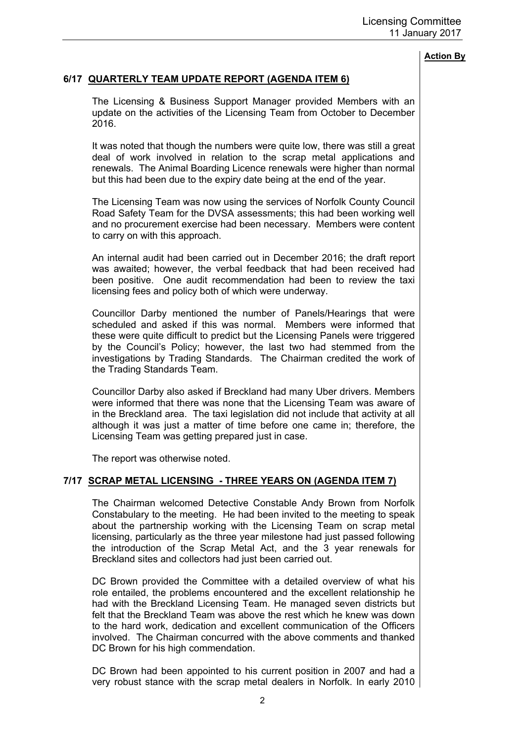**Action By**

## 6/17 QUARTERLY TEAM UPDATE REPORT (AGENDA ITEM 6)

The Licensing & Business Support Manager provided Members with an update on the activities of the Licensing Team from October to December 2016.

It was noted that though the numbers were quite low, there was still a great deal of work involved in relation to the scrap metal applications and renewals. The Animal Boarding Licence renewals were higher than normal but this had been due to the expiry date being at the end of the year.

The Licensing Team was now using the services of Norfolk County Council Road Safety Team for the DVSA assessments; this had been working well and no procurement exercise had been necessary. Members were content to carry on with this approach.

An internal audit had been carried out in December 2016; the draft report was awaited; however, the verbal feedback that had been received had been positive. One audit recommendation had been to review the taxi licensing fees and policy both of which were underway.

Councillor Darby mentioned the number of Panels/Hearings that were scheduled and asked if this was normal. Members were informed that these were quite difficult to predict but the Licensing Panels were triggered by the Council's Policy; however, the last two had stemmed from the investigations by Trading Standards. The Chairman credited the work of the Trading Standards Team.

Councillor Darby also asked if Breckland had many Uber drivers. Members were informed that there was none that the Licensing Team was aware of in the Breckland area. The taxi legislation did not include that activity at all although it was just a matter of time before one came in; therefore, the Licensing Team was getting prepared just in case.

The report was otherwise noted.

## 7/17 SCRAP METAL LICENSING - THREE YEARS ON (AGENDA ITEM 7)

The Chairman welcomed Detective Constable Andy Brown from Norfolk Constabulary to the meeting. He had been invited to the meeting to speak about the partnership working with the Licensing Team on scrap metal licensing, particularly as the three year milestone had just passed following the introduction of the Scrap Metal Act, and the 3 year renewals for Breckland sites and collectors had just been carried out.

DC Brown provided the Committee with a detailed overview of what his role entailed, the problems encountered and the excellent relationship he had with the Breckland Licensing Team. He managed seven districts but felt that the Breckland Team was above the rest which he knew was down to the hard work, dedication and excellent communication of the Officers involved. The Chairman concurred with the above comments and thanked DC Brown for his high commendation.

DC Brown had been appointed to his current position in 2007 and had a very robust stance with the scrap metal dealers in Norfolk. In early 2010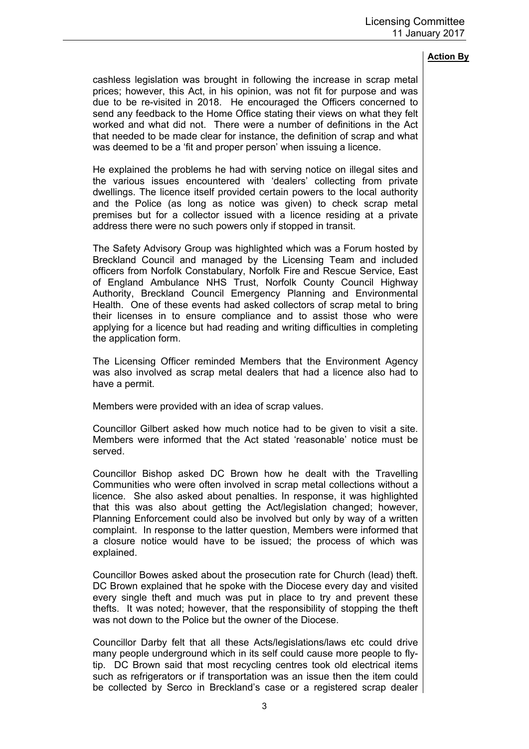**Action By**

cashless legislation was brought in following the increase in scrap metal prices; however, this Act, in his opinion, was not fit for purpose and was due to be re-visited in 2018. He encouraged the Officers concerned to send any feedback to the Home Office stating their views on what they felt worked and what did not. There were a number of definitions in the Act that needed to be made clear for instance, the definition of scrap and what was deemed to be a 'fit and proper person' when issuing a licence.

He explained the problems he had with serving notice on illegal sites and the various issues encountered with 'dealers' collecting from private dwellings. The licence itself provided certain powers to the local authority and the Police (as long as notice was given) to check scrap metal premises but for a collector issued with a licence residing at a private address there were no such powers only if stopped in transit.

The Safety Advisory Group was highlighted which was a Forum hosted by Breckland Council and managed by the Licensing Team and included officers from Norfolk Constabulary, Norfolk Fire and Rescue Service, East of England Ambulance NHS Trust, Norfolk County Council Highway Authority, Breckland Council Emergency Planning and Environmental Health. One of these events had asked collectors of scrap metal to bring their licenses in to ensure compliance and to assist those who were applying for a licence but had reading and writing difficulties in completing the application form.

The Licensing Officer reminded Members that the Environment Agency was also involved as scrap metal dealers that had a licence also had to have a permit.

Members were provided with an idea of scrap values.

Councillor Gilbert asked how much notice had to be given to visit a site. Members were informed that the Act stated 'reasonable' notice must be served.

Councillor Bishop asked DC Brown how he dealt with the Travelling Communities who were often involved in scrap metal collections without a licence. She also asked about penalties. In response, it was highlighted that this was also about getting the Act/legislation changed; however, Planning Enforcement could also be involved but only by way of a written complaint. In response to the latter question, Members were informed that a closure notice would have to be issued; the process of which was explained.

Councillor Bowes asked about the prosecution rate for Church (lead) theft. DC Brown explained that he spoke with the Diocese every day and visited every single theft and much was put in place to try and prevent these thefts. It was noted; however, that the responsibility of stopping the theft was not down to the Police but the owner of the Diocese.

Councillor Darby felt that all these Acts/legislations/laws etc could drive many people underground which in its self could cause more people to fly-tip. DC Brown said that most recycling centres took old electrical items such as refrigerators or if transportation was an issue then the item could be collected by Serco in Breckland's case or a registered scrap dealer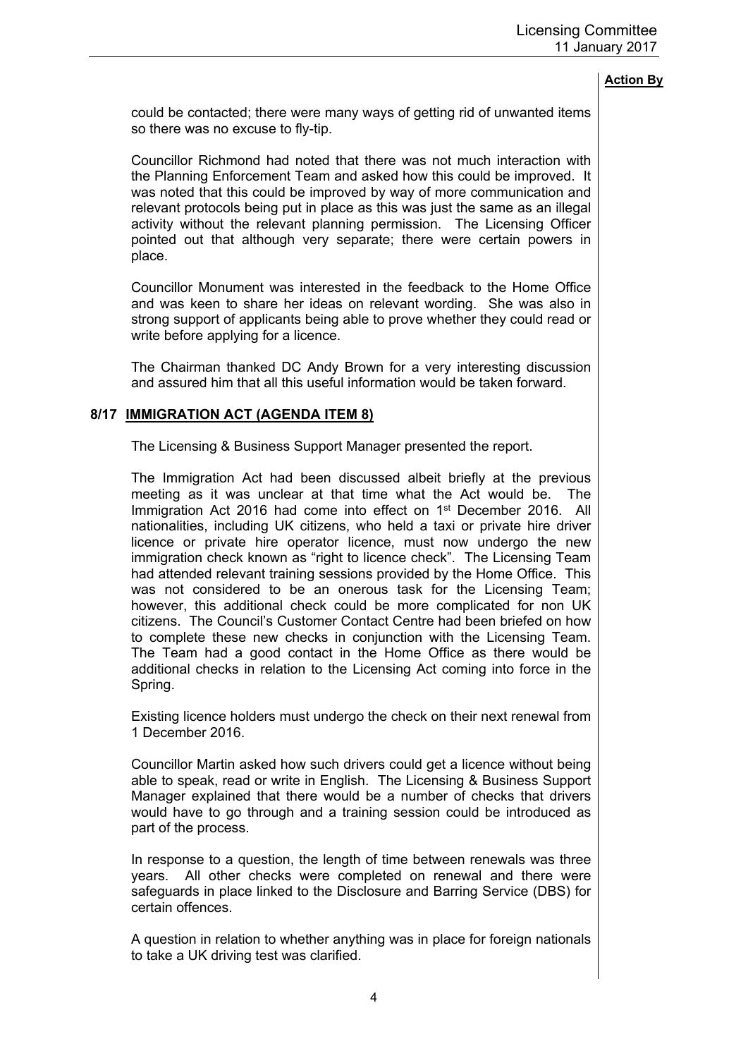**Action By**

could be contacted; there were many ways of getting rid of unwanted items so there was no excuse to fly-tip.

Councillor Richmond had noted that there was not much interaction with the Planning Enforcement Team and asked how this could be improved. It was noted that this could be improved by way of more communication and relevant protocols being put in place as this was just the same as an illegal activity without the relevant planning permission. The Licensing Officer pointed out that although very separate; there were certain powers in place.

Councillor Monument was interested in the feedback to the Home Office and was keen to share her ideas on relevant wording. She was also in strong support of applicants being able to prove whether they could read or write before applying for a licence.

The Chairman thanked DC Andy Brown for a very interesting discussion and assured him that all this useful information would be taken forward.

## 8/17 IMMIGRATION ACT (AGENDA ITEM 8)

The Licensing & Business Support Manager presented the report.

The Immigration Act had been discussed albeit briefly at the previous meeting as it was unclear at that time what the Act would be. The Immigration Act 2016 had come into effect on 1st December 2016. All nationalities, including UK citizens, who held a taxi or private hire driver licence or private hire operator licence, must now undergo the new immigration check known as "right to licence check". The Licensing Team had attended relevant training sessions provided by the Home Office. This was not considered to be an onerous task for the Licensing Team; however, this additional check could be more complicated for non UK citizens. The Council's Customer Contact Centre had been briefed on how to complete these new checks in conjunction with the Licensing Team. The Team had a good contact in the Home Office as there would be additional checks in relation to the Licensing Act coming into force in the Spring.

Existing licence holders must undergo the check on their next renewal from 1 December 2016.

Councillor Martin asked how such drivers could get a licence without being able to speak, read or write in English. The Licensing & Business Support Manager explained that there would be a number of checks that drivers would have to go through and a training session could be introduced as part of the process.

In response to a question, the length of time between renewals was three years. All other checks were completed on renewal and there were safeguards in place linked to the Disclosure and Barring Service (DBS) for certain offences.

A question in relation to whether anything was in place for foreign nationals to take a UK driving test was clarified.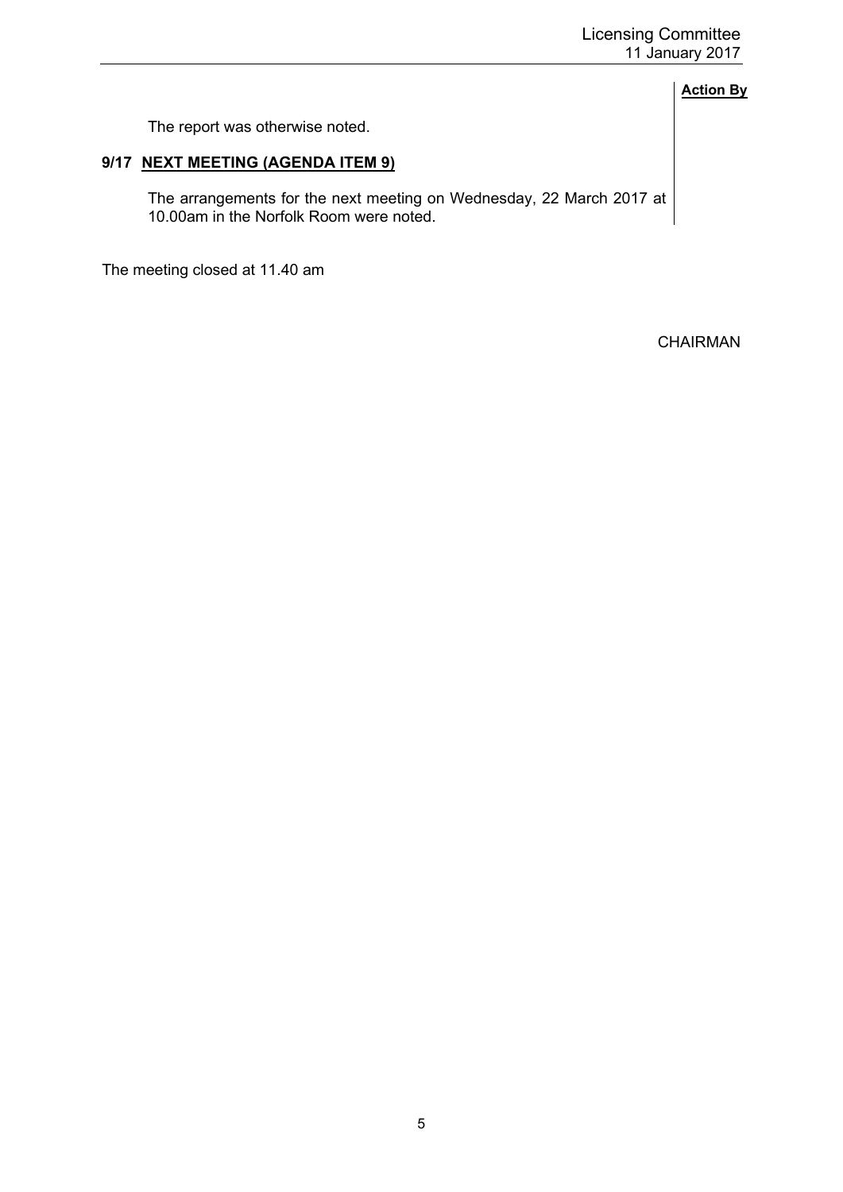**Action By**

The report was otherwise noted.

## 9/17 NEXT MEETING (AGENDA ITEM 9)

The arrangements for the next meeting on Wednesday, 22 March 2017 at 10.00am in the Norfolk Room were noted.

The meeting closed at 11.40 am

CHAIRMAN